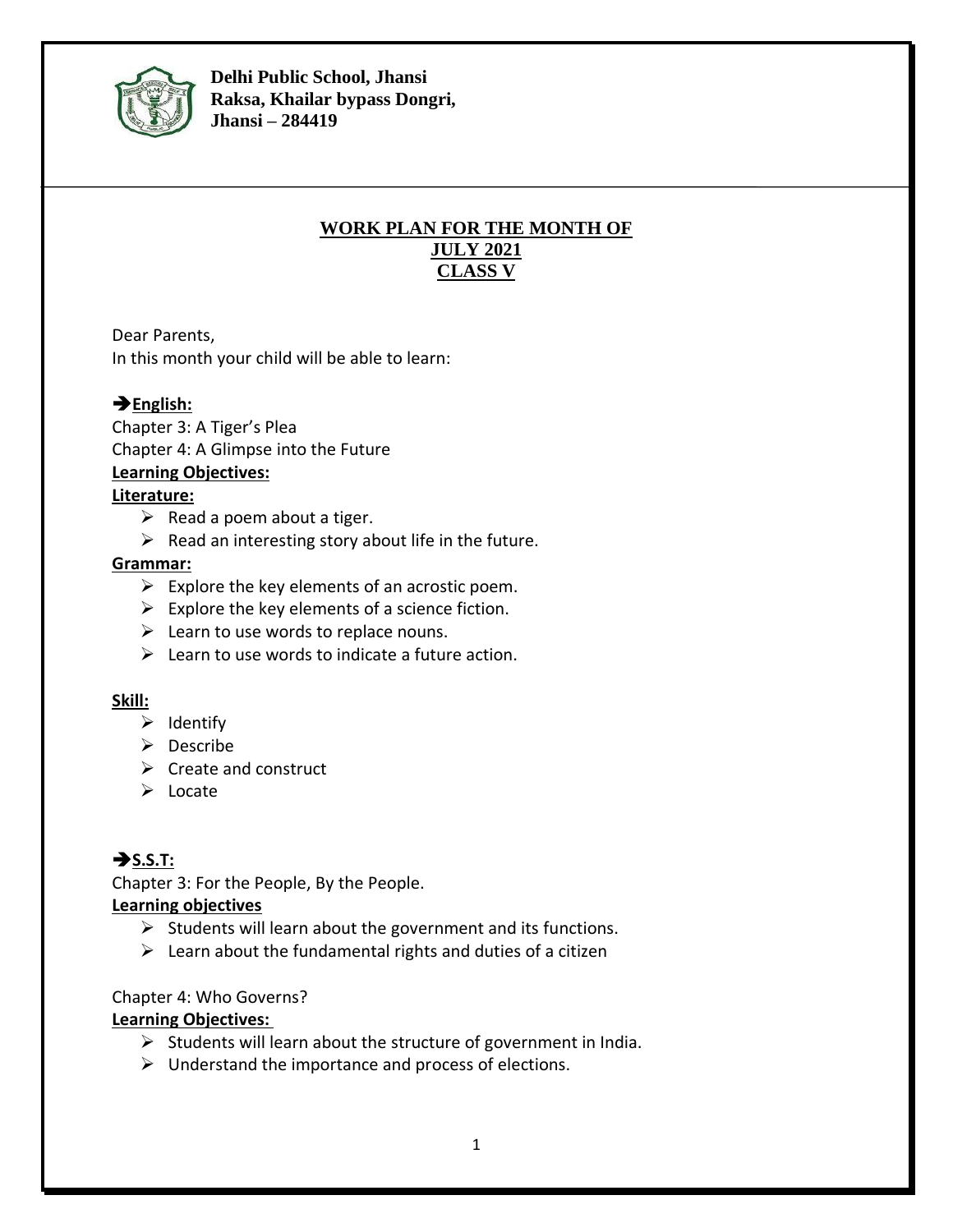**Delhi Public School, Jhansi**
**Raksa, Khailar bypass Dongri,**
**Jhansi – 284419**

# WORK PLAN FOR THE MONTH OF JULY 2021 CLASS V

Dear Parents,
In this month your child will be able to learn:

## ➔English:

Chapter 3: A Tiger's Plea
Chapter 4: A Glimpse into the Future

**Learning Objectives:**

**Literature:**

- Read a poem about a tiger.
- Read an interesting story about life in the future.

**Grammar:**

- Explore the key elements of an acrostic poem.
- Explore the key elements of a science fiction.
- Learn to use words to replace nouns.
- Learn to use words to indicate a future action.

**Skill:**

- Identify
- Describe
- Create and construct
- Locate

## ➔S.S.T:

Chapter 3: For the People, By the People.

**Learning objectives**

- Students will learn about the government and its functions.
- Learn about the fundamental rights and duties of a citizen

Chapter 4: Who Governs?

**Learning Objectives:**

- Students will learn about the structure of government in India.
- Understand the importance and process of elections.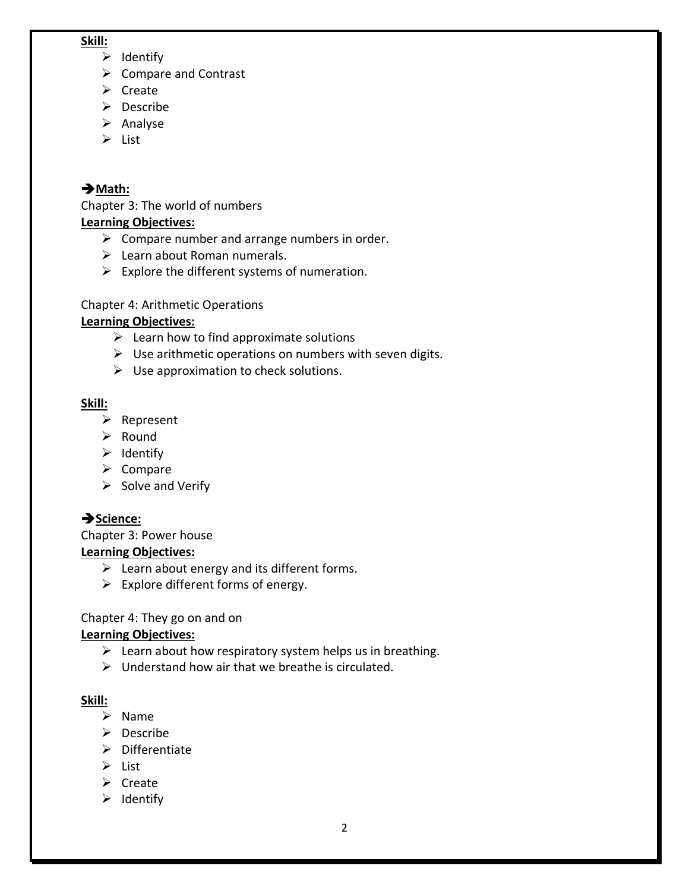**Skill:**

- Identify
- Compare and Contrast
- Create
- Describe
- Analyse
- List

## ➔**Math:**

Chapter 3: The world of numbers

**Learning Objectives:**

- Compare number and arrange numbers in order.
- Learn about Roman numerals.
- Explore the different systems of numeration.

Chapter 4: Arithmetic Operations

**Learning Objectives:**

- Learn how to find approximate solutions
- Use arithmetic operations on numbers with seven digits.
- Use approximation to check solutions.

**Skill:**

- Represent
- Round
- Identify
- Compare
- Solve and Verify

## ➔**Science:**

Chapter 3: Power house

**Learning Objectives:**

- Learn about energy and its different forms.
- Explore different forms of energy.

Chapter 4: They go on and on

**Learning Objectives:**

- Learn about how respiratory system helps us in breathing.
- Understand how air that we breathe is circulated.

**Skill:**

- Name
- Describe
- Differentiate
- List
- Create
- Identify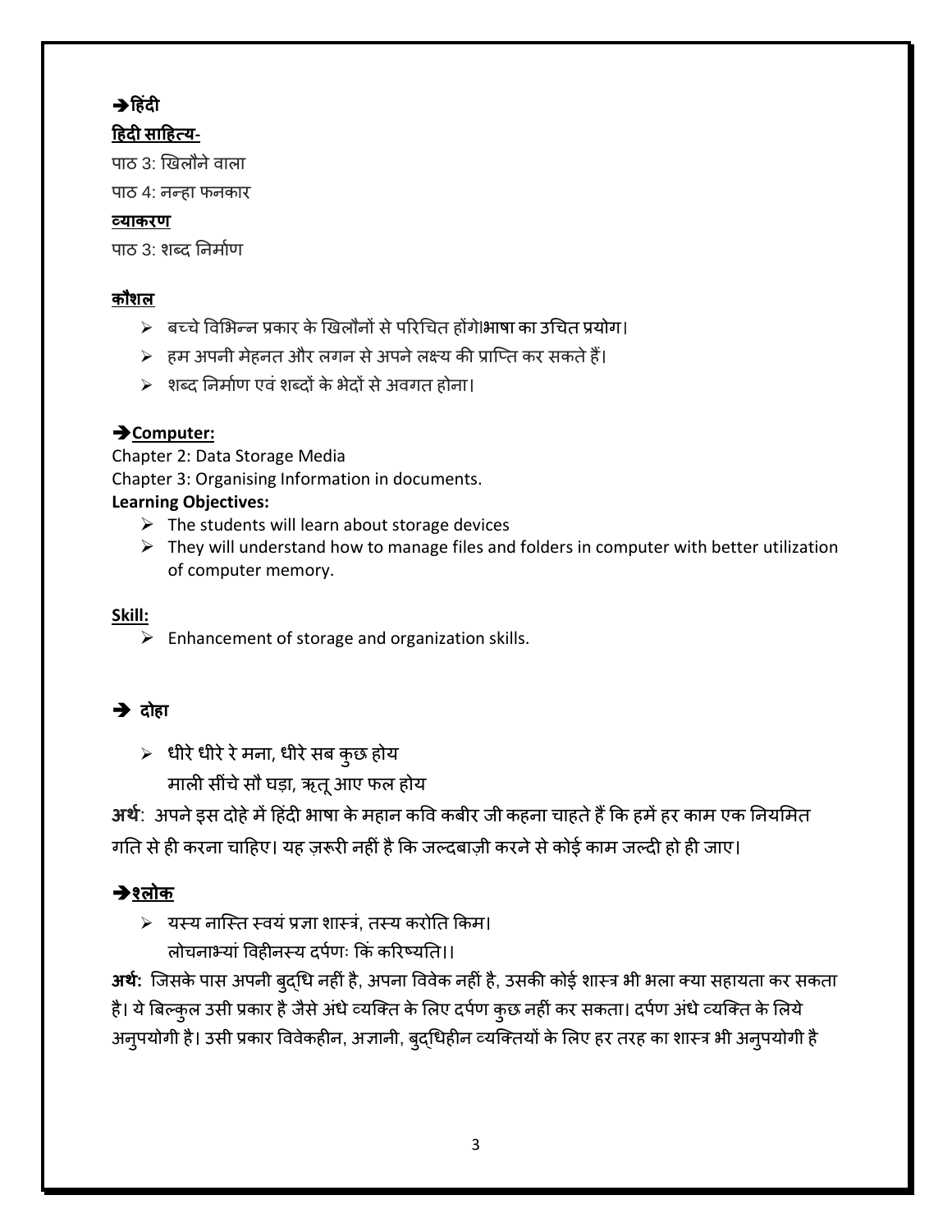**➔हिंदी**

**हिदी साहित्य-**

पाठ 3: खिलौने वाला

पाठ 4: नन्हा फनकार

**व्याकरण**

पाठ 3: शब्द निर्माण

**कौशल**

- बच्चे विभिन्न प्रकार के खिलौनों से परिचित होंगे।भाषा का उचित प्रयोग।
- हम अपनी मेहनत और लगन से अपने लक्ष्य की प्राप्ति कर सकते हैं।
- शब्द निर्माण एवं शब्दों के भेदों से अवगत होना।

**➔Computer:**

Chapter 2: Data Storage Media

Chapter 3: Organising Information in documents.

**Learning Objectives:**

- The students will learn about storage devices
- They will understand how to manage files and folders in computer with better utilization of computer memory.

**Skill:**

- Enhancement of storage and organization skills.

**➔ दोहा**

- धीरे धीरे रे मना, धीरे सब कुछ होय
  माली सींचे सौ घड़ा, ऋतू आए फल होय

**अर्थ**: अपने इस दोहे में हिंदी भाषा के महान कवि कबीर जी कहना चाहते हैं कि हमें हर काम एक नियमित गति से ही करना चाहिए। यह ज़रूरी नहीं है कि जल्दबाज़ी करने से कोई काम जल्दी हो ही जाए।

**➔श्लोक**

- यस्य नास्ति स्वयं प्रज्ञा शास्त्रं, तस्य करोति किम।
  लोचनाभ्यां विहीनस्य दर्पणः किं करिष्यति।।

**अर्थ:** जिसके पास अपनी बुद्धि नहीं है, अपना विवेक नहीं है, उसकी कोई शास्त्र भी भला क्या सहायता कर सकता है। ये बिल्कुल उसी प्रकार है जैसे अंधे व्यक्ति के लिए दर्पण कुछ नहीं कर सकता। दर्पण अंधे व्यक्ति के लिये अनुपयोगी है। उसी प्रकार विवेकहीन, अज्ञानी, बुद्धिहीन व्यक्तियों के लिए हर तरह का शास्त्र भी अनुपयोगी है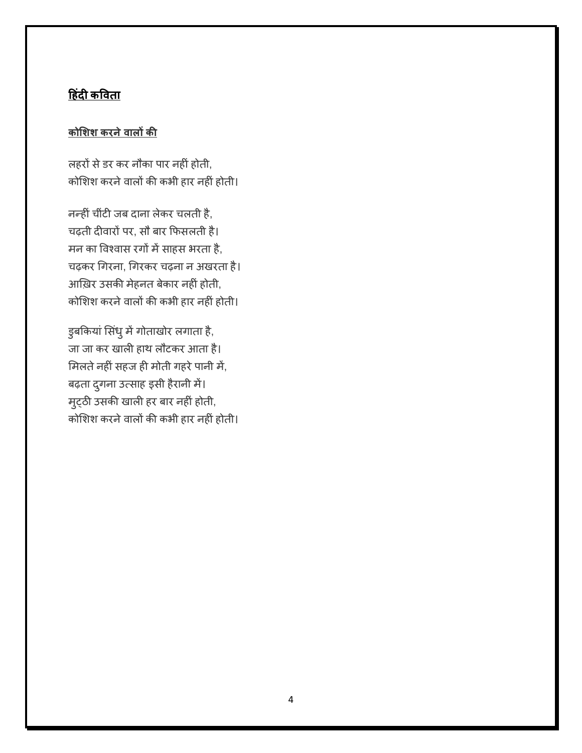## हिंदी कविता

### कोशिश करने वालों की

लहरों से डर कर नौका पार नहीं होती,  
कोशिश करने वालों की कभी हार नहीं होती।

नन्हीं चींटी जब दाना लेकर चलती है,  
चढ़ती दीवारों पर, सौ बार फिसलती है।  
मन का विश्वास रगों में साहस भरता है,  
चढ़कर गिरना, गिरकर चढ़ना न अखरता है।  
आख़िर उसकी मेहनत बेकार नहीं होती,  
कोशिश करने वालों की कभी हार नहीं होती।

डुबकियां सिंधु में गोताखोर लगाता है,  
जा जा कर खाली हाथ लौटकर आता है।  
मिलते नहीं सहज ही मोती गहरे पानी में,  
बढ़ता दुगना उत्साह इसी हैरानी में।  
मुट्ठी उसकी खाली हर बार नहीं होती,  
कोशिश करने वालों की कभी हार नहीं होती।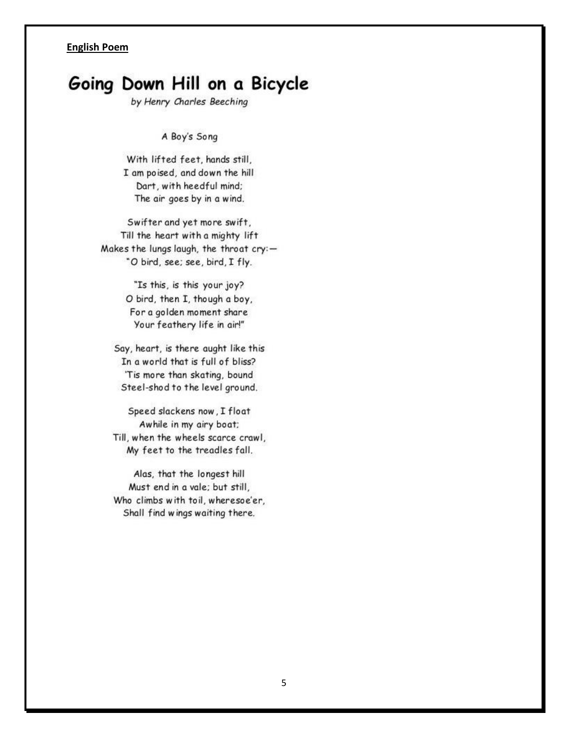**English Poem**

# Going Down Hill on a Bicycle

*by Henry Charles Beeching*

A Boy's Song

With lifted feet, hands still,
I am poised, and down the hill
Dart, with heedful mind;
The air goes by in a wind.

Swifter and yet more swift,
Till the heart with a mighty lift
Makes the lungs laugh, the throat cry:—
"O bird, see; see, bird, I fly.

"Is this, is this your joy?
O bird, then I, though a boy,
For a golden moment share
Your feathery life in air!"

Say, heart, is there aught like this
In a world that is full of bliss?
'Tis more than skating, bound
Steel-shod to the level ground.

Speed slackens now, I float
Awhile in my airy boat;
Till, when the wheels scarce crawl,
My feet to the treadles fall.

Alas, that the longest hill
Must end in a vale; but still,
Who climbs with toil, wheresoe'er,
Shall find wings waiting there.